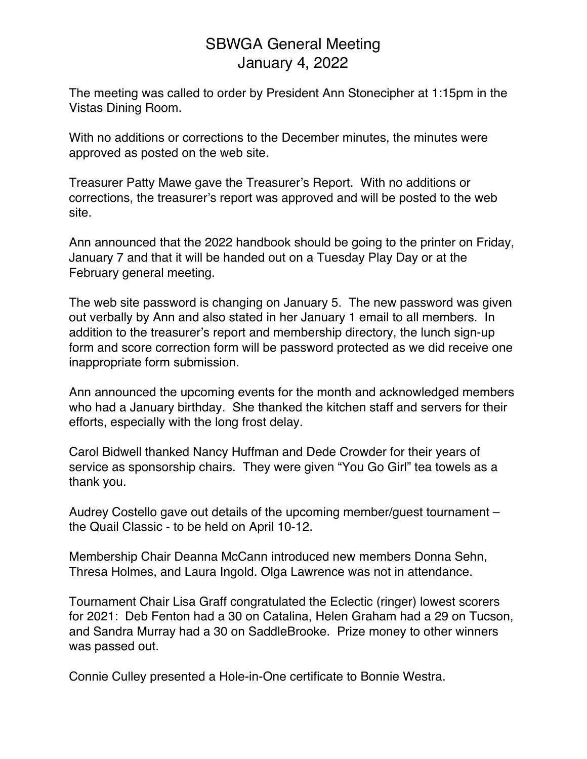# SBWGA General Meeting
## January 4, 2022

The meeting was called to order by President Ann Stonecipher at 1:15pm in the Vistas Dining Room.

With no additions or corrections to the December minutes, the minutes were approved as posted on the web site.

Treasurer Patty Mawe gave the Treasurer's Report. With no additions or corrections, the treasurer's report was approved and will be posted to the web site.

Ann announced that the 2022 handbook should be going to the printer on Friday, January 7 and that it will be handed out on a Tuesday Play Day or at the February general meeting.

The web site password is changing on January 5. The new password was given out verbally by Ann and also stated in her January 1 email to all members. In addition to the treasurer's report and membership directory, the lunch sign-up form and score correction form will be password protected as we did receive one inappropriate form submission.

Ann announced the upcoming events for the month and acknowledged members who had a January birthday. She thanked the kitchen staff and servers for their efforts, especially with the long frost delay.

Carol Bidwell thanked Nancy Huffman and Dede Crowder for their years of service as sponsorship chairs. They were given "You Go Girl" tea towels as a thank you.

Audrey Costello gave out details of the upcoming member/guest tournament – the Quail Classic - to be held on April 10-12.

Membership Chair Deanna McCann introduced new members Donna Sehn, Thresa Holmes, and Laura Ingold. Olga Lawrence was not in attendance.

Tournament Chair Lisa Graff congratulated the Eclectic (ringer) lowest scorers for 2021: Deb Fenton had a 30 on Catalina, Helen Graham had a 29 on Tucson, and Sandra Murray had a 30 on SaddleBrooke. Prize money to other winners was passed out.

Connie Culley presented a Hole-in-One certificate to Bonnie Westra.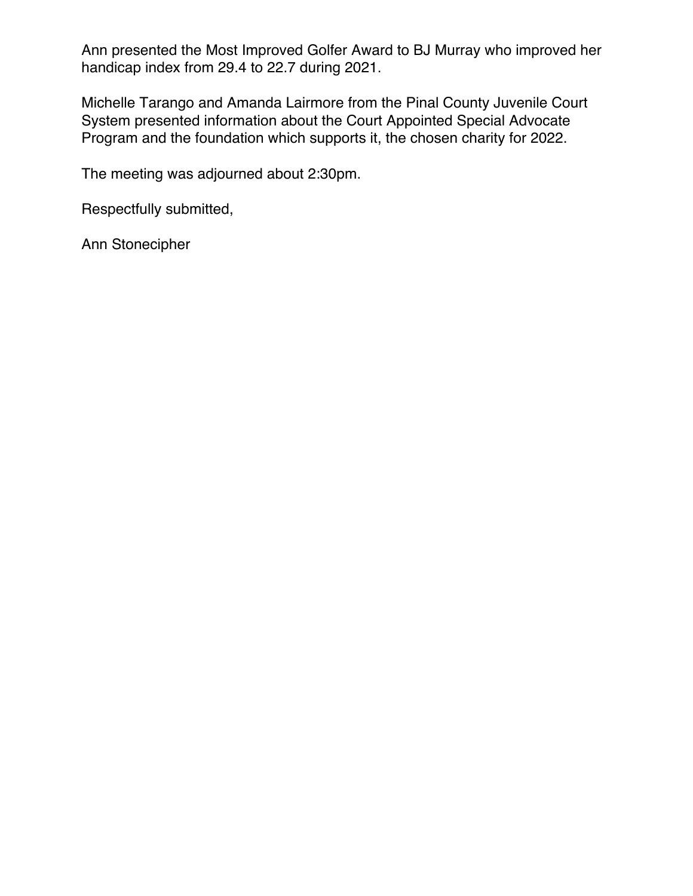Ann presented the Most Improved Golfer Award to BJ Murray who improved her handicap index from 29.4 to 22.7 during 2021.

Michelle Tarango and Amanda Lairmore from the Pinal County Juvenile Court System presented information about the Court Appointed Special Advocate Program and the foundation which supports it, the chosen charity for 2022.

The meeting was adjourned about 2:30pm.

Respectfully submitted,

Ann Stonecipher